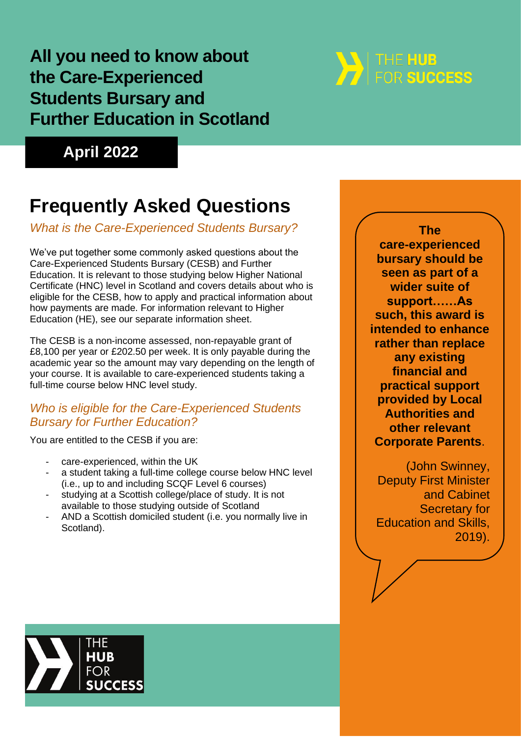# All you need to know about the Care-Experienced Students Bursary and Further Education in Scotland

**April 2022**

## Frequently Asked Questions

### *What is the Care-Experienced Students Bursary?*

We've put together some commonly asked questions about the Care-Experienced Students Bursary (CESB) and Further Education. It is relevant to those studying below Higher National Certificate (HNC) level in Scotland and covers details about who is eligible for the CESB, how to apply and practical information about how payments are made. For information relevant to Higher Education (HE), see our separate information sheet.

The CESB is a non-income assessed, non-repayable grant of £8,100 per year or £202.50 per week. It is only payable during the academic year so the amount may vary depending on the length of your course. It is available to care-experienced students taking a full-time course below HNC level study.

### *Who is eligible for the Care-Experienced Students Bursary for Further Education?*

You are entitled to the CESB if you are:

- care-experienced, within the UK
- a student taking a full-time college course below HNC level (i.e., up to and including SCQF Level 6 courses)
- studying at a Scottish college/place of study. It is not available to those studying outside of Scotland
- AND a Scottish domiciled student (i.e. you normally live in Scotland).

**The care-experienced bursary should be seen as part of a wider suite of support……As such, this award is intended to enhance rather than replace any existing financial and practical support provided by Local Authorities and other relevant Corporate Parents**.

(John Swinney, Deputy First Minister and Cabinet Secretary for Education and Skills, 2019).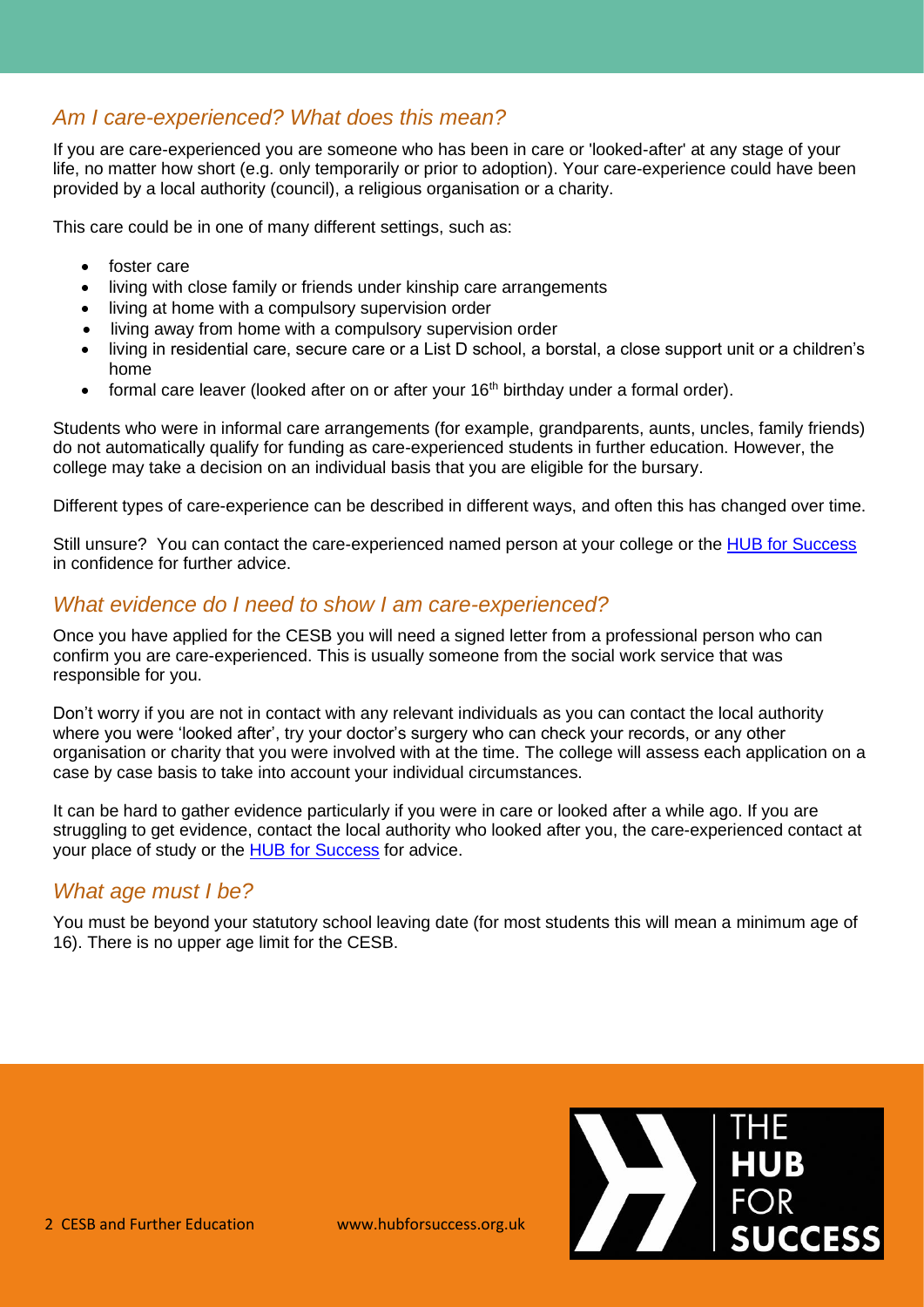## *Am I care-experienced? What does this mean?*

If you are care-experienced you are someone who has been in care or 'looked-after' at any stage of your life, no matter how short (e.g. only temporarily or prior to adoption). Your care-experience could have been provided by a local authority (council), a religious organisation or a charity.

This care could be in one of many different settings, such as:

- foster care
- living with close family or friends under kinship care arrangements
- living at home with a compulsory supervision order
- living away from home with a compulsory supervision order
- living in residential care, secure care or a List D school, a borstal, a close support unit or a children's home
- formal care leaver (looked after on or after your 16th birthday under a formal order).

Students who were in informal care arrangements (for example, grandparents, aunts, uncles, family friends) do not automatically qualify for funding as care-experienced students in further education. However, the college may take a decision on an individual basis that you are eligible for the bursary.

Different types of care-experience can be described in different ways, and often this has changed over time.

Still unsure? You can contact the care-experienced named person at your college or the HUB for Success in confidence for further advice.

## *What evidence do I need to show I am care-experienced?*

Once you have applied for the CESB you will need a signed letter from a professional person who can confirm you are care-experienced. This is usually someone from the social work service that was responsible for you.

Don't worry if you are not in contact with any relevant individuals as you can contact the local authority where you were 'looked after', try your doctor's surgery who can check your records, or any other organisation or charity that you were involved with at the time. The college will assess each application on a case by case basis to take into account your individual circumstances.

It can be hard to gather evidence particularly if you were in care or looked after a while ago. If you are struggling to get evidence, contact the local authority who looked after you, the care-experienced contact at your place of study or the HUB for Success for advice.

## *What age must I be?*

You must be beyond your statutory school leaving date (for most students this will mean a minimum age of 16). There is no upper age limit for the CESB.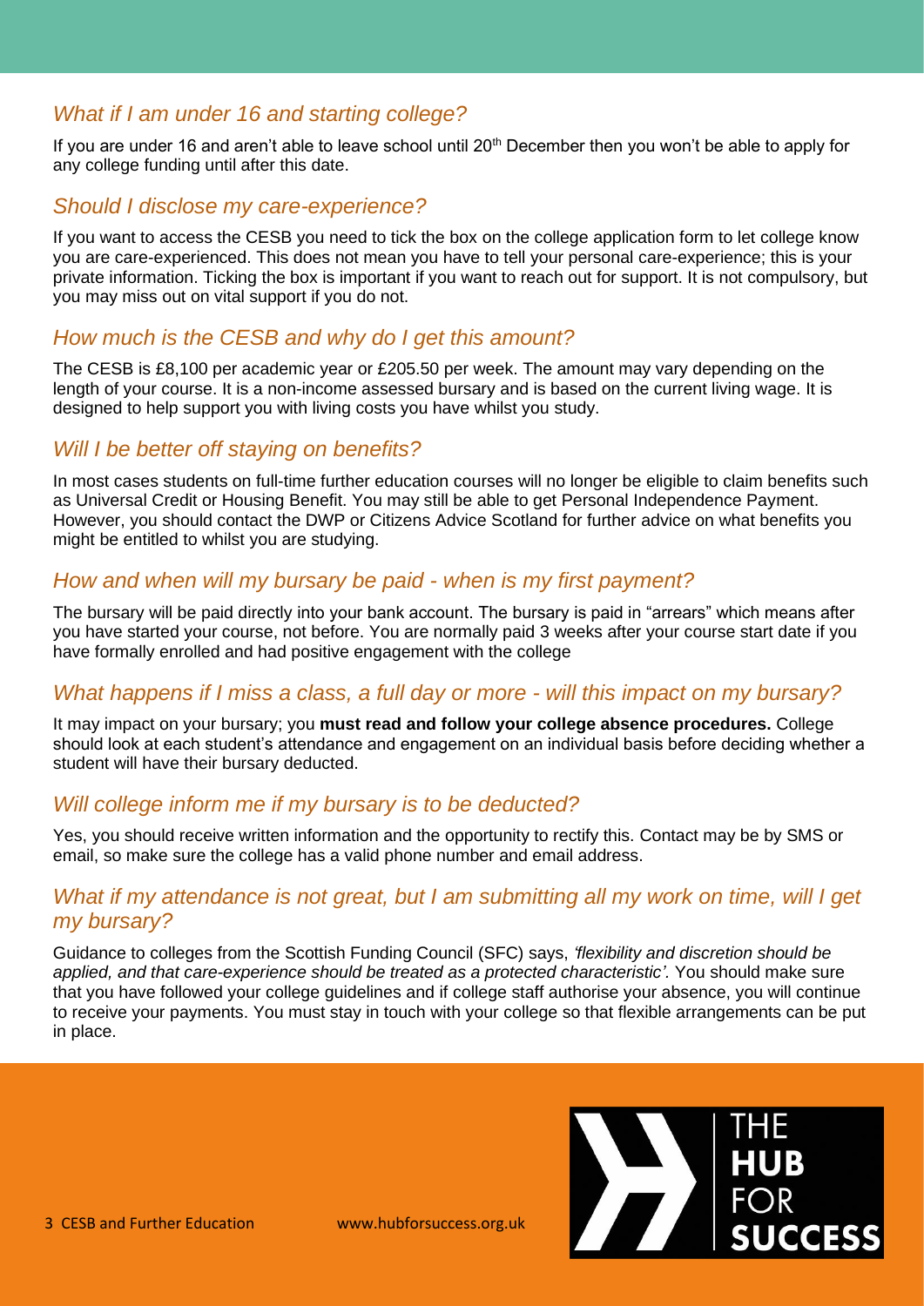### *What if I am under 16 and starting college?*

If you are under 16 and aren't able to leave school until 20th December then you won't be able to apply for any college funding until after this date.

### *Should I disclose my care-experience?*

If you want to access the CESB you need to tick the box on the college application form to let college know you are care-experienced. This does not mean you have to tell your personal care-experience; this is your private information. Ticking the box is important if you want to reach out for support. It is not compulsory, but you may miss out on vital support if you do not.

### *How much is the CESB and why do I get this amount?*

The CESB is £8,100 per academic year or £205.50 per week. The amount may vary depending on the length of your course. It is a non-income assessed bursary and is based on the current living wage. It is designed to help support you with living costs you have whilst you study.

### *Will I be better off staying on benefits?*

In most cases students on full-time further education courses will no longer be eligible to claim benefits such as Universal Credit or Housing Benefit. You may still be able to get Personal Independence Payment. However, you should contact the DWP or Citizens Advice Scotland for further advice on what benefits you might be entitled to whilst you are studying.

### *How and when will my bursary be paid - when is my first payment?*

The bursary will be paid directly into your bank account. The bursary is paid in "arrears" which means after you have started your course, not before. You are normally paid 3 weeks after your course start date if you have formally enrolled and had positive engagement with the college

### *What happens if I miss a class, a full day or more - will this impact on my bursary?*

It may impact on your bursary; you **must read and follow your college absence procedures.** College should look at each student's attendance and engagement on an individual basis before deciding whether a student will have their bursary deducted.

### *Will college inform me if my bursary is to be deducted?*

Yes, you should receive written information and the opportunity to rectify this. Contact may be by SMS or email, so make sure the college has a valid phone number and email address.

### *What if my attendance is not great, but I am submitting all my work on time, will I get my bursary?*

Guidance to colleges from the Scottish Funding Council (SFC) says, *'flexibility and discretion should be applied, and that care-experience should be treated as a protected characteristic'.* You should make sure that you have followed your college guidelines and if college staff authorise your absence, you will continue to receive your payments. You must stay in touch with your college so that flexible arrangements can be put in place.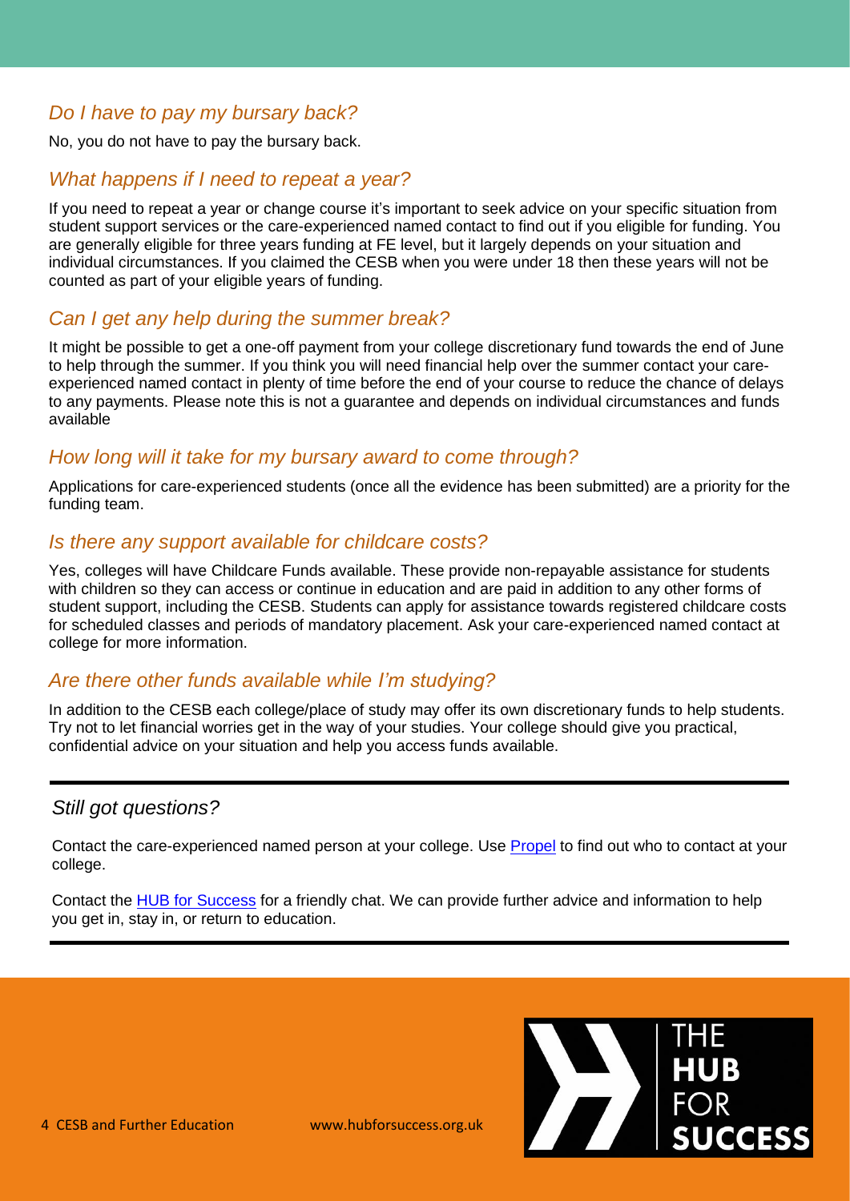## *Do I have to pay my bursary back?*

No, you do not have to pay the bursary back.

## *What happens if I need to repeat a year?*

If you need to repeat a year or change course it's important to seek advice on your specific situation from student support services or the care-experienced named contact to find out if you eligible for funding. You are generally eligible for three years funding at FE level, but it largely depends on your situation and individual circumstances. If you claimed the CESB when you were under 18 then these years will not be counted as part of your eligible years of funding.

## *Can I get any help during the summer break?*

It might be possible to get a one-off payment from your college discretionary fund towards the end of June to help through the summer. If you think you will need financial help over the summer contact your care-experienced named contact in plenty of time before the end of your course to reduce the chance of delays to any payments. Please note this is not a guarantee and depends on individual circumstances and funds available

## *How long will it take for my bursary award to come through?*

Applications for care-experienced students (once all the evidence has been submitted) are a priority for the funding team.

## *Is there any support available for childcare costs?*

Yes, colleges will have Childcare Funds available. These provide non-repayable assistance for students with children so they can access or continue in education and are paid in addition to any other forms of student support, including the CESB. Students can apply for assistance towards registered childcare costs for scheduled classes and periods of mandatory placement. Ask your care-experienced named contact at college for more information.

## *Are there other funds available while I'm studying?*

In addition to the CESB each college/place of study may offer its own discretionary funds to help students. Try not to let financial worries get in the way of your studies. Your college should give you practical, confidential advice on your situation and help you access funds available.

---

## *Still got questions?*

Contact the care-experienced named person at your college. Use Propel to find out who to contact at your college.

Contact the HUB for Success for a friendly chat. We can provide further advice and information to help you get in, stay in, or return to education.

---

THE HUB FOR SUCCESS